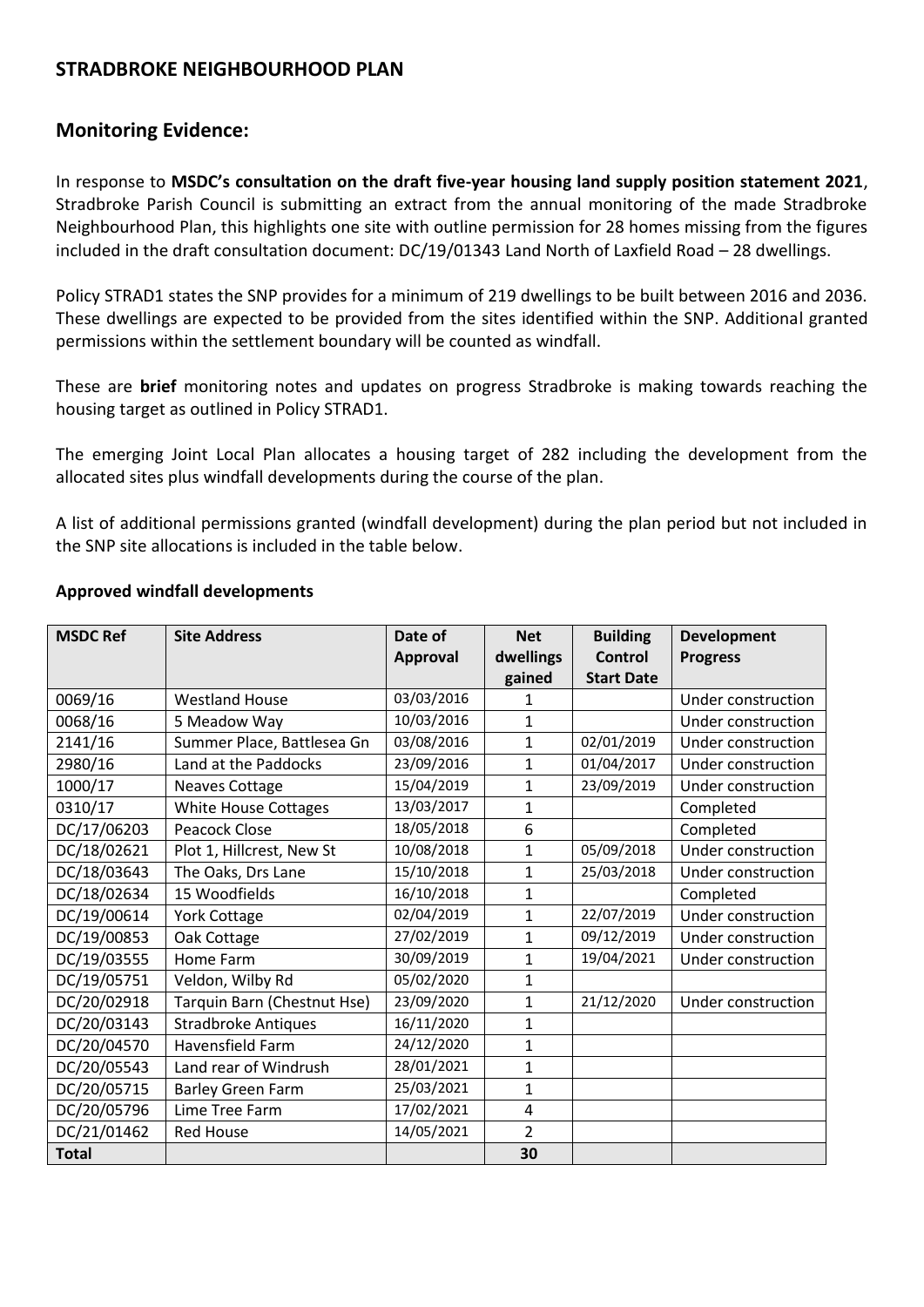## STRADBROKE NEIGHBOURHOOD PLAN

### Monitoring Evidence:

In response to **MSDC's consultation on the draft five-year housing land supply position statement 2021**, Stradbroke Parish Council is submitting an extract from the annual monitoring of the made Stradbroke Neighbourhood Plan, this highlights one site with outline permission for 28 homes missing from the figures included in the draft consultation document: DC/19/01343 Land North of Laxfield Road – 28 dwellings.

Policy STRAD1 states the SNP provides for a minimum of 219 dwellings to be built between 2016 and 2036. These dwellings are expected to be provided from the sites identified within the SNP. Additional granted permissions within the settlement boundary will be counted as windfall.

These are **brief** monitoring notes and updates on progress Stradbroke is making towards reaching the housing target as outlined in Policy STRAD1.

The emerging Joint Local Plan allocates a housing target of 282 including the development from the allocated sites plus windfall developments during the course of the plan.

A list of additional permissions granted (windfall development) during the plan period but not included in the SNP site allocations is included in the table below.

**Approved windfall developments**

| MSDC Ref | Site Address | Date of Approval | Net dwellings gained | Building Control Start Date | Development Progress |
|---|---|---|---|---|---|
| 0069/16 | Westland House | 03/03/2016 | 1 | | Under construction |
| 0068/16 | 5 Meadow Way | 10/03/2016 | 1 | | Under construction |
| 2141/16 | Summer Place, Battlesea Gn | 03/08/2016 | 1 | 02/01/2019 | Under construction |
| 2980/16 | Land at the Paddocks | 23/09/2016 | 1 | 01/04/2017 | Under construction |
| 1000/17 | Neaves Cottage | 15/04/2019 | 1 | 23/09/2019 | Under construction |
| 0310/17 | White House Cottages | 13/03/2017 | 1 | | Completed |
| DC/17/06203 | Peacock Close | 18/05/2018 | 6 | | Completed |
| DC/18/02621 | Plot 1, Hillcrest, New St | 10/08/2018 | 1 | 05/09/2018 | Under construction |
| DC/18/03643 | The Oaks, Drs Lane | 15/10/2018 | 1 | 25/03/2018 | Under construction |
| DC/18/02634 | 15 Woodfields | 16/10/2018 | 1 | | Completed |
| DC/19/00614 | York Cottage | 02/04/2019 | 1 | 22/07/2019 | Under construction |
| DC/19/00853 | Oak Cottage | 27/02/2019 | 1 | 09/12/2019 | Under construction |
| DC/19/03555 | Home Farm | 30/09/2019 | 1 | 19/04/2021 | Under construction |
| DC/19/05751 | Veldon, Wilby Rd | 05/02/2020 | 1 | | |
| DC/20/02918 | Tarquin Barn (Chestnut Hse) | 23/09/2020 | 1 | 21/12/2020 | Under construction |
| DC/20/03143 | Stradbroke Antiques | 16/11/2020 | 1 | | |
| DC/20/04570 | Havensfield Farm | 24/12/2020 | 1 | | |
| DC/20/05543 | Land rear of Windrush | 28/01/2021 | 1 | | |
| DC/20/05715 | Barley Green Farm | 25/03/2021 | 1 | | |
| DC/20/05796 | Lime Tree Farm | 17/02/2021 | 4 | | |
| DC/21/01462 | Red House | 14/05/2021 | 2 | | |
| **Total** | | | **30** | | |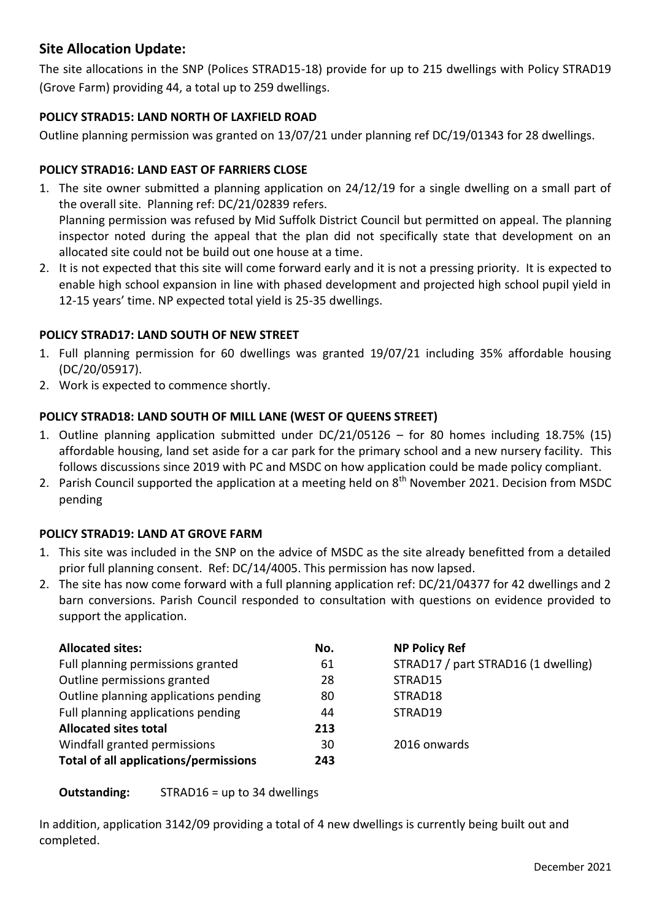## Site Allocation Update:

The site allocations in the SNP (Polices STRAD15-18) provide for up to 215 dwellings with Policy STRAD19 (Grove Farm) providing 44, a total up to 259 dwellings.

### POLICY STRAD15: LAND NORTH OF LAXFIELD ROAD

Outline planning permission was granted on 13/07/21 under planning ref DC/19/01343 for 28 dwellings.

### POLICY STRAD16: LAND EAST OF FARRIERS CLOSE

1. The site owner submitted a planning application on 24/12/19 for a single dwelling on a small part of the overall site. Planning ref: DC/21/02839 refers.
   Planning permission was refused by Mid Suffolk District Council but permitted on appeal. The planning inspector noted during the appeal that the plan did not specifically state that development on an allocated site could not be build out one house at a time.
2. It is not expected that this site will come forward early and it is not a pressing priority. It is expected to enable high school expansion in line with phased development and projected high school pupil yield in 12-15 years' time. NP expected total yield is 25-35 dwellings.

### POLICY STRAD17: LAND SOUTH OF NEW STREET

1. Full planning permission for 60 dwellings was granted 19/07/21 including 35% affordable housing (DC/20/05917).
2. Work is expected to commence shortly.

### POLICY STRAD18: LAND SOUTH OF MILL LANE (WEST OF QUEENS STREET)

1. Outline planning application submitted under DC/21/05126 – for 80 homes including 18.75% (15) affordable housing, land set aside for a car park for the primary school and a new nursery facility. This follows discussions since 2019 with PC and MSDC on how application could be made policy compliant.
2. Parish Council supported the application at a meeting held on 8th November 2021. Decision from MSDC pending

### POLICY STRAD19: LAND AT GROVE FARM

1. This site was included in the SNP on the advice of MSDC as the site already benefitted from a detailed prior full planning consent. Ref: DC/14/4005. This permission has now lapsed.
2. The site has now come forward with a full planning application ref: DC/21/04377 for 42 dwellings and 2 barn conversions. Parish Council responded to consultation with questions on evidence provided to support the application.

| **Allocated sites:** | **No.** | **NP Policy Ref** |
|---|---|---|
| Full planning permissions granted | 61 | STRAD17 / part STRAD16 (1 dwelling) |
| Outline permissions granted | 28 | STRAD15 |
| Outline planning applications pending | 80 | STRAD18 |
| Full planning applications pending | 44 | STRAD19 |
| **Allocated sites total** | **213** | |
| Windfall granted permissions | 30 | 2016 onwards |
| **Total of all applications/permissions** | **243** | |

**Outstanding:** STRAD16 = up to 34 dwellings

In addition, application 3142/09 providing a total of 4 new dwellings is currently being built out and completed.

December 2021